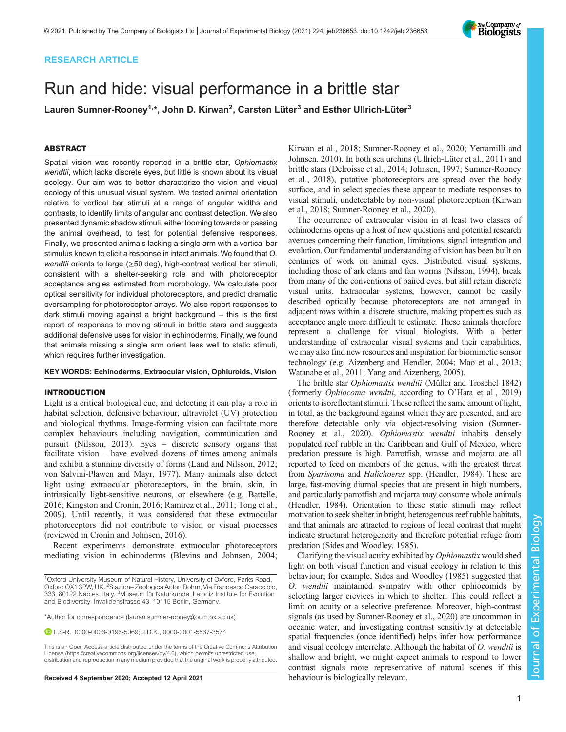RESEARCH ARTICLE

# Run and hide: visual performance in a brittle star

**Lauren Sumner-Rooney[1,*], John D. Kirwan[2], Carsten Lüter[3] and Esther Ullrich-Lüter[3]**

## ABSTRACT

Spatial vision was recently reported in a brittle star, *Ophiomastix wendtii*, which lacks discrete eyes, but little is known about its visual ecology. Our aim was to better characterize the vision and visual ecology of this unusual visual system. We tested animal orientation relative to vertical bar stimuli at a range of angular widths and contrasts, to identify limits of angular and contrast detection. We also presented dynamic shadow stimuli, either looming towards or passing the animal overhead, to test for potential defensive responses. Finally, we presented animals lacking a single arm with a vertical bar stimulus known to elicit a response in intact animals. We found that *O. wendtii* orients to large (≥50 deg), high-contrast vertical bar stimuli, consistent with a shelter-seeking role and with photoreceptor acceptance angles estimated from morphology. We calculate poor optical sensitivity for individual photoreceptors, and predict dramatic oversampling for photoreceptor arrays. We also report responses to dark stimuli moving against a bright background – this is the first report of responses to moving stimuli in brittle stars and suggests additional defensive uses for vision in echinoderms. Finally, we found that animals missing a single arm orient less well to static stimuli, which requires further investigation.

**KEY WORDS: Echinoderms, Extraocular vision, Ophiuroids, Vision**

## INTRODUCTION

Light is a critical biological cue, and detecting it can play a role in habitat selection, defensive behaviour, ultraviolet (UV) protection and biological rhythms. Image-forming vision can facilitate more complex behaviours including navigation, communication and pursuit (Nilsson, 2013). Eyes – discrete sensory organs that facilitate vision – have evolved dozens of times among animals and exhibit a stunning diversity of forms (Land and Nilsson, 2012; von Salvini-Plawen and Mayr, 1977). Many animals also detect light using extraocular photoreceptors, in the brain, skin, in intrinsically light-sensitive neurons, or elsewhere (e.g. Battelle, 2016; Kingston and Cronin, 2016; Ramirez et al., 2011; Tong et al., 2009). Until recently, it was considered that these extraocular photoreceptors did not contribute to vision or visual processes (reviewed in Cronin and Johnsen, 2016).

Recent experiments demonstrate extraocular photoreceptors mediating vision in echinoderms (Blevins and Johnsen, 2004; Kirwan et al., 2018; Sumner-Rooney et al., 2020; Yerramilli and Johnsen, 2010). In both sea urchins (Ullrich-Lüter et al., 2011) and brittle stars (Delroisse et al., 2014; Johnsen, 1997; Sumner-Rooney et al., 2018), putative photoreceptors are spread over the body surface, and in select species these appear to mediate responses to visual stimuli, undetectable by non-visual photoreception (Kirwan et al., 2018; Sumner-Rooney et al., 2020).

The occurrence of extraocular vision in at least two classes of echinoderms opens up a host of new questions and potential research avenues concerning their function, limitations, signal integration and evolution. Our fundamental understanding of vision has been built on centuries of work on animal eyes. Distributed visual systems, including those of ark clams and fan worms (Nilsson, 1994), break from many of the conventions of paired eyes, but still retain discrete visual units. Extraocular systems, however, cannot be easily described optically because photoreceptors are not arranged in adjacent rows within a discrete structure, making properties such as acceptance angle more difficult to estimate. These animals therefore represent a challenge for visual biologists. With a better understanding of extraocular visual systems and their capabilities, we may also find new resources and inspiration for biomimetic sensor technology (e.g. Aizenberg and Hendler, 2004; Mao et al., 2013; Watanabe et al., 2011; Yang and Aizenberg, 2005).

The brittle star *Ophiomastix wendtii* (Müller and Troschel 1842) (formerly *Ophiocoma wendtii*, according to O'Hara et al., 2019) orients to isoreflectant stimuli. These reflect the same amount of light, in total, as the background against which they are presented, and are therefore detectable only via object-resolving vision (Sumner-Rooney et al., 2020). *Ophiomastix wendtii* inhabits densely populated reef rubble in the Caribbean and Gulf of Mexico, where predation pressure is high. Parrotfish, wrasse and mojarra are all reported to feed on members of the genus, with the greatest threat from *Sparisoma* and *Halichoeres* spp. (Hendler, 1984). These are large, fast-moving diurnal species that are present in high numbers, and particularly parrotfish and mojarra may consume whole animals (Hendler, 1984). Orientation to these static stimuli may reflect motivation to seek shelter in bright, heterogenous reef rubble habitats, and that animals are attracted to regions of local contrast that might indicate structural heterogeneity and therefore potential refuge from predation (Sides and Woodley, 1985).

Clarifying the visual acuity exhibited by *Ophiomastix* would shed light on both visual function and visual ecology in relation to this behaviour; for example, Sides and Woodley (1985) suggested that *O. wendtii* maintained sympatry with other ophiocomids by selecting larger crevices in which to shelter. This could reflect a limit on acuity or a selective preference. Moreover, high-contrast signals (as used by Sumner-Rooney et al., 2020) are uncommon in oceanic water, and investigating contrast sensitivity at detectable spatial frequencies (once identified) helps infer how performance and visual ecology interrelate. Although the habitat of *O. wendtii* is shallow and bright, we might expect animals to respond to lower contrast signals more representative of natural scenes if this behaviour is biologically relevant.

---

[1]Oxford University Museum of Natural History, University of Oxford, Parks Road, Oxford OX1 3PW, UK. [2]Stazione Zoologica Anton Dohrn, Via Francesco Caracciolo, 333, 80122 Naples, Italy. [3]Museum für Naturkunde, Leibniz Institute for Evolution and Biodiversity, Invalidenstrasse 43, 10115 Berlin, Germany.

*Author for correspondence (lauren.sumner-rooney@oum.ox.ac.uk)

L.S-R., 0000-0003-0196-5069; J.D.K., 0000-0001-5537-3574

This is an Open Access article distributed under the terms of the Creative Commons Attribution License (https://creativecommons.org/licenses/by/4.0), which permits unrestricted use, distribution and reproduction in any medium provided that the original work is properly attributed.

Received 4 September 2020; Accepted 12 April 2021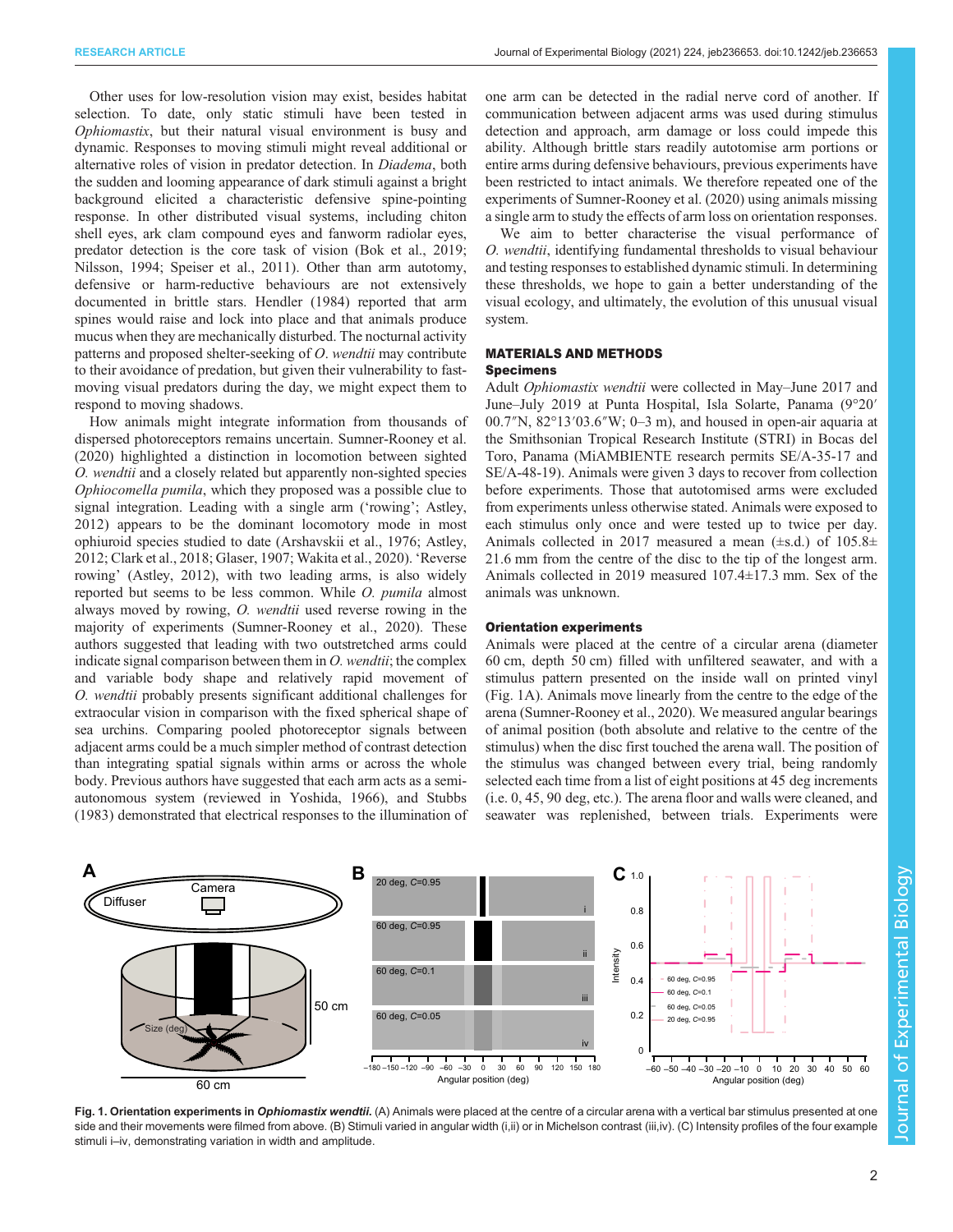Other uses for low-resolution vision may exist, besides habitat selection. To date, only static stimuli have been tested in *Ophiomastix*, but their natural visual environment is busy and dynamic. Responses to moving stimuli might reveal additional or alternative roles of vision in predator detection. In *Diadema*, both the sudden and looming appearance of dark stimuli against a bright background elicited a characteristic defensive spine-pointing response. In other distributed visual systems, including chiton shell eyes, ark clam compound eyes and fanworm radiolar eyes, predator detection is the core task of vision (Bok et al., 2019; Nilsson, 1994; Speiser et al., 2011). Other than arm autotomy, defensive or harm-reductive behaviours are not extensively documented in brittle stars. Hendler (1984) reported that arm spines would raise and lock into place and that animals produce mucus when they are mechanically disturbed. The nocturnal activity patterns and proposed shelter-seeking of *O. wendtii* may contribute to their avoidance of predation, but given their vulnerability to fast-moving visual predators during the day, we might expect them to respond to moving shadows.

How animals might integrate information from thousands of dispersed photoreceptors remains uncertain. Sumner-Rooney et al. (2020) highlighted a distinction in locomotion between sighted *O. wendtii* and a closely related but apparently non-sighted species *Ophiocomella pumila*, which they proposed was a possible clue to signal integration. Leading with a single arm ('rowing'; Astley, 2012) appears to be the dominant locomotory mode in most ophiuroid species studied to date (Arshavskii et al., 1976; Astley, 2012; Clark et al., 2018; Glaser, 1907; Wakita et al., 2020). 'Reverse rowing' (Astley, 2012), with two leading arms, is also widely reported but seems to be less common. While *O. pumila* almost always moved by rowing, *O. wendtii* used reverse rowing in the majority of experiments (Sumner-Rooney et al., 2020). These authors suggested that leading with two outstretched arms could indicate signal comparison between them in *O. wendtii*; the complex and variable body shape and relatively rapid movement of *O. wendtii* probably presents significant additional challenges for extraocular vision in comparison with the fixed spherical shape of sea urchins. Comparing pooled photoreceptor signals between adjacent arms could be a much simpler method of contrast detection than integrating spatial signals within arms or across the whole body. Previous authors have suggested that each arm acts as a semi-autonomous system (reviewed in Yoshida, 1966), and Stubbs (1983) demonstrated that electrical responses to the illumination of one arm can be detected in the radial nerve cord of another. If communication between adjacent arms was used during stimulus detection and approach, arm damage or loss could impede this ability. Although brittle stars readily autotomise arm portions or entire arms during defensive behaviours, previous experiments have been restricted to intact animals. We therefore repeated one of the experiments of Sumner-Rooney et al. (2020) using animals missing a single arm to study the effects of arm loss on orientation responses.

We aim to better characterise the visual performance of *O. wendtii*, identifying fundamental thresholds to visual behaviour and testing responses to established dynamic stimuli. In determining these thresholds, we hope to gain a better understanding of the visual ecology, and ultimately, the evolution of this unusual visual system.

## MATERIALS AND METHODS

### Specimens

Adult *Ophiomastix wendtii* were collected in May–June 2017 and June–July 2019 at Punta Hospital, Isla Solarte, Panama (9°20′00.7″N, 82°13′03.6″W; 0–3 m), and housed in open-air aquaria at the Smithsonian Tropical Research Institute (STRI) in Bocas del Toro, Panama (MiAMBIENTE research permits SE/A-35-17 and SE/A-48-19). Animals were given 3 days to recover from collection before experiments. Those that autotomised arms were excluded from experiments unless otherwise stated. Animals were exposed to each stimulus only once and were tested up to twice per day. Animals collected in 2017 measured a mean (±s.d.) of 105.8±21.6 mm from the centre of the disc to the tip of the longest arm. Animals collected in 2019 measured 107.4±17.3 mm. Sex of the animals was unknown.

### Orientation experiments

Animals were placed at the centre of a circular arena (diameter 60 cm, depth 50 cm) filled with unfiltered seawater, and with a stimulus pattern presented on the inside wall on printed vinyl (Fig. 1A). Animals move linearly from the centre to the edge of the arena (Sumner-Rooney et al., 2020). We measured angular bearings of animal position (both absolute and relative to the centre of the stimulus) when the disc first touched the arena wall. The position of the stimulus was changed between every trial, being randomly selected each time from a list of eight positions at 45 deg increments (i.e. 0, 45, 90 deg, etc.). The arena floor and walls were cleaned, and seawater was replenished, between trials. Experiments were

**Fig. 1. Orientation experiments in *Ophiomastix wendtii*.** (A) Animals were placed at the centre of a circular arena with a vertical bar stimulus presented at one side and their movements were filmed from above. (B) Stimuli varied in angular width (i,ii) or in Michelson contrast (iii,iv). (C) Intensity profiles of the four example stimuli i–iv, demonstrating variation in width and amplitude.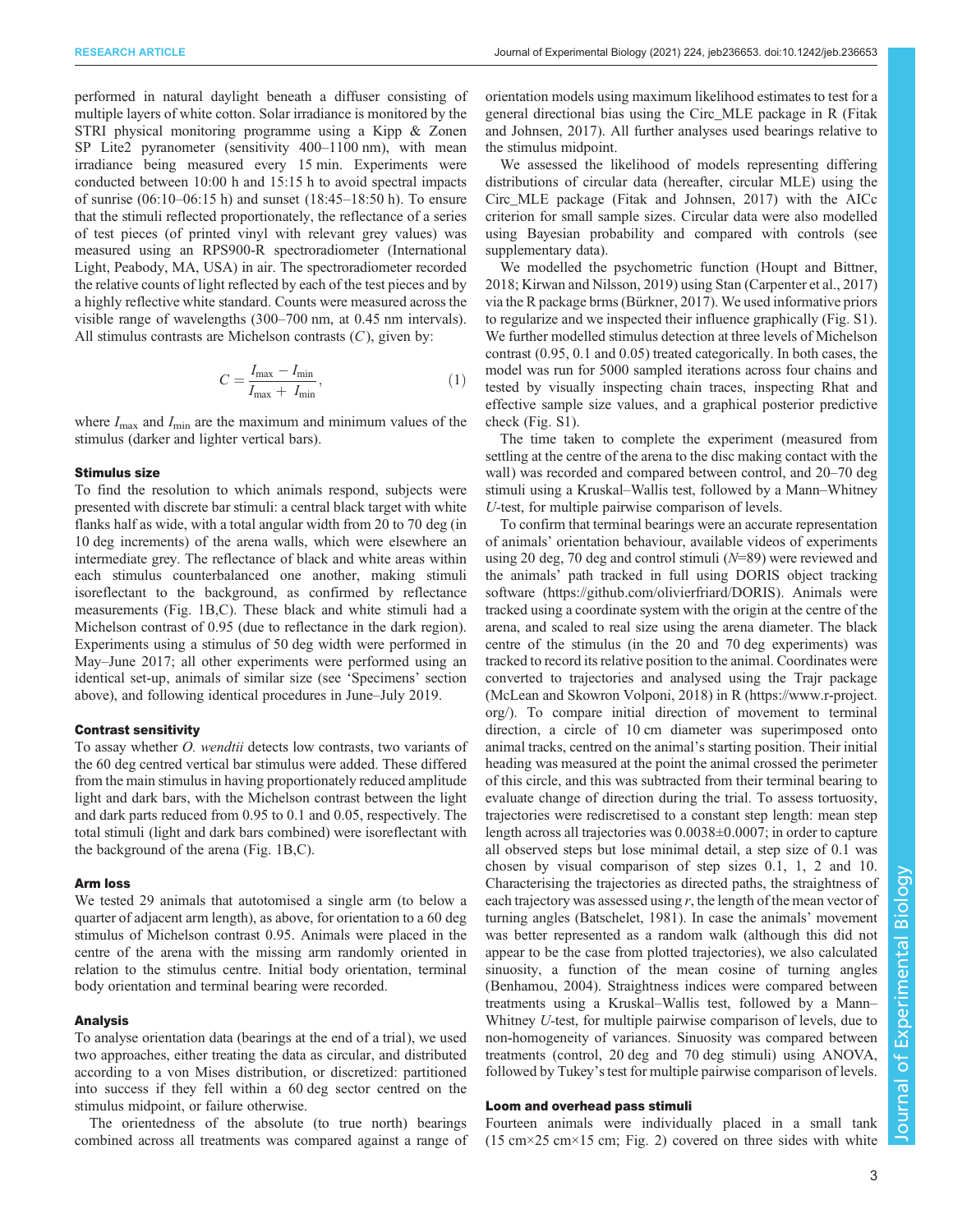performed in natural daylight beneath a diffuser consisting of multiple layers of white cotton. Solar irradiance is monitored by the STRI physical monitoring programme using a Kipp & Zonen SP Lite2 pyranometer (sensitivity 400–1100 nm), with mean irradiance being measured every 15 min. Experiments were conducted between 10:00 h and 15:15 h to avoid spectral impacts of sunrise (06:10–06:15 h) and sunset (18:45–18:50 h). To ensure that the stimuli reflected proportionately, the reflectance of a series of test pieces (of printed vinyl with relevant grey values) was measured using an RPS900-R spectroradiometer (International Light, Peabody, MA, USA) in air. The spectroradiometer recorded the relative counts of light reflected by each of the test pieces and by a highly reflective white standard. Counts were measured across the visible range of wavelengths (300–700 nm, at 0.45 nm intervals). All stimulus contrasts are Michelson contrasts ($C$), given by:

$$C = \frac{I_{\max} - I_{\min}}{I_{\max} + I_{\min}}, \quad (1)$$

where $I_{\max}$ and $I_{\min}$ are the maximum and minimum values of the stimulus (darker and lighter vertical bars).

### Stimulus size

To find the resolution to which animals respond, subjects were presented with discrete bar stimuli: a central black target with white flanks half as wide, with a total angular width from 20 to 70 deg (in 10 deg increments) of the arena walls, which were elsewhere an intermediate grey. The reflectance of black and white areas within each stimulus counterbalanced one another, making stimuli isoreflectant to the background, as confirmed by reflectance measurements (Fig. 1B,C). These black and white stimuli had a Michelson contrast of 0.95 (due to reflectance in the dark region). Experiments using a stimulus of 50 deg width were performed in May–June 2017; all other experiments were performed using an identical set-up, animals of similar size (see 'Specimens' section above), and following identical procedures in June–July 2019.

### Contrast sensitivity

To assay whether *O. wendtii* detects low contrasts, two variants of the 60 deg centred vertical bar stimulus were added. These differed from the main stimulus in having proportionately reduced amplitude light and dark bars, with the Michelson contrast between the light and dark parts reduced from 0.95 to 0.1 and 0.05, respectively. The total stimuli (light and dark bars combined) were isoreflectant with the background of the arena (Fig. 1B,C).

### Arm loss

We tested 29 animals that autotomised a single arm (to below a quarter of adjacent arm length), as above, for orientation to a 60 deg stimulus of Michelson contrast 0.95. Animals were placed in the centre of the arena with the missing arm randomly oriented in relation to the stimulus centre. Initial body orientation, terminal body orientation and terminal bearing were recorded.

### Analysis

To analyse orientation data (bearings at the end of a trial), we used two approaches, either treating the data as circular, and distributed according to a von Mises distribution, or discretized: partitioned into success if they fell within a 60 deg sector centred on the stimulus midpoint, or failure otherwise.

The orientedness of the absolute (to true north) bearings combined across all treatments was compared against a range of orientation models using maximum likelihood estimates to test for a general directional bias using the Circ_MLE package in R (Fitak and Johnsen, 2017). All further analyses used bearings relative to the stimulus midpoint.

We assessed the likelihood of models representing differing distributions of circular data (hereafter, circular MLE) using the Circ_MLE package (Fitak and Johnsen, 2017) with the AICc criterion for small sample sizes. Circular data were also modelled using Bayesian probability and compared with controls (see supplementary data).

We modelled the psychometric function (Houpt and Bittner, 2018; Kirwan and Nilsson, 2019) using Stan (Carpenter et al., 2017) via the R package brms (Bürkner, 2017). We used informative priors to regularize and we inspected their influence graphically (Fig. S1). We further modelled stimulus detection at three levels of Michelson contrast (0.95, 0.1 and 0.05) treated categorically. In both cases, the model was run for 5000 sampled iterations across four chains and tested by visually inspecting chain traces, inspecting Rhat and effective sample size values, and a graphical posterior predictive check (Fig. S1).

The time taken to complete the experiment (measured from settling at the centre of the arena to the disc making contact with the wall) was recorded and compared between control, and 20–70 deg stimuli using a Kruskal–Wallis test, followed by a Mann–Whitney *U*-test, for multiple pairwise comparison of levels.

To confirm that terminal bearings were an accurate representation of animals' orientation behaviour, available videos of experiments using 20 deg, 70 deg and control stimuli ($N$=89) were reviewed and the animals' path tracked in full using DORIS object tracking software (https://github.com/olivierfriard/DORIS). Animals were tracked using a coordinate system with the origin at the centre of the arena, and scaled to real size using the arena diameter. The black centre of the stimulus (in the 20 and 70 deg experiments) was tracked to record its relative position to the animal. Coordinates were converted to trajectories and analysed using the Trajr package (McLean and Skowron Volponi, 2018) in R (https://www.r-project.org/). To compare initial direction of movement to terminal direction, a circle of 10 cm diameter was superimposed onto animal tracks, centred on the animal's starting position. Their initial heading was measured at the point the animal crossed the perimeter of this circle, and this was subtracted from their terminal bearing to evaluate change of direction during the trial. To assess tortuosity, trajectories were rediscretised to a constant step length: mean step length across all trajectories was 0.0038±0.0007; in order to capture all observed steps but lose minimal detail, a step size of 0.1 was chosen by visual comparison of step sizes 0.1, 1, 2 and 10. Characterising the trajectories as directed paths, the straightness of each trajectory was assessed using $r$, the length of the mean vector of turning angles (Batschelet, 1981). In case the animals' movement was better represented as a random walk (although this did not appear to be the case from plotted trajectories), we also calculated sinuosity, a function of the mean cosine of turning angles (Benhamou, 2004). Straightness indices were compared between treatments using a Kruskal–Wallis test, followed by a Mann–Whitney *U*-test, for multiple pairwise comparison of levels, due to non-homogeneity of variances. Sinuosity was compared between treatments (control, 20 deg and 70 deg stimuli) using ANOVA, followed by Tukey's test for multiple pairwise comparison of levels.

### Loom and overhead pass stimuli

Fourteen animals were individually placed in a small tank (15 cm×25 cm×15 cm; Fig. 2) covered on three sides with white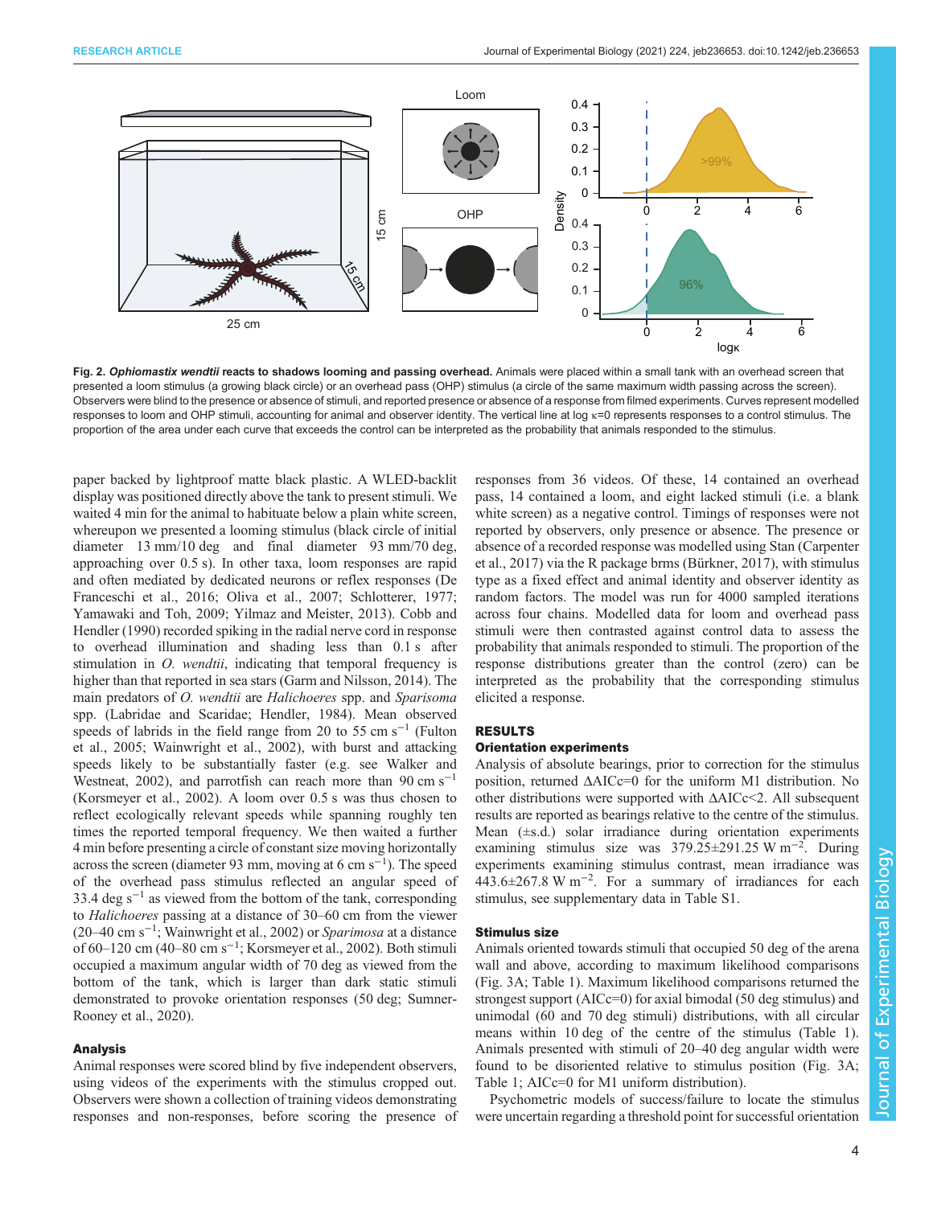**Fig. 2. *Ophiomastix wendtii* reacts to shadows looming and passing overhead.** Animals were placed within a small tank with an overhead screen that presented a loom stimulus (a growing black circle) or an overhead pass (OHP) stimulus (a circle of the same maximum width passing across the screen). Observers were blind to the presence or absence of stimuli, and reported presence or absence of a response from filmed experiments. Curves represent modelled responses to loom and OHP stimuli, accounting for animal and observer identity. The vertical line at log κ=0 represents responses to a control stimulus. The proportion of the area under each curve that exceeds the control can be interpreted as the probability that animals responded to the stimulus.

paper backed by lightproof matte black plastic. A WLED-backlit display was positioned directly above the tank to present stimuli. We waited 4 min for the animal to habituate below a plain white screen, whereupon we presented a looming stimulus (black circle of initial diameter 13 mm/10 deg and final diameter 93 mm/70 deg, approaching over 0.5 s). In other taxa, loom responses are rapid and often mediated by dedicated neurons or reflex responses (De Franceschi et al., 2016; Oliva et al., 2007; Schlotterer, 1977; Yamawaki and Toh, 2009; Yilmaz and Meister, 2013). Cobb and Hendler (1990) recorded spiking in the radial nerve cord in response to overhead illumination and shading less than 0.1 s after stimulation in *O. wendtii*, indicating that temporal frequency is higher than that reported in sea stars (Garm and Nilsson, 2014). The main predators of *O. wendtii* are *Halichoeres* spp. and *Sparisoma* spp. (Labridae and Scaridae; Hendler, 1984). Mean observed speeds of labrids in the field range from 20 to 55 cm s$^{-1}$ (Fulton et al., 2005; Wainwright et al., 2002), with burst and attacking speeds likely to be substantially faster (e.g. see Walker and Westneat, 2002), and parrotfish can reach more than 90 cm s$^{-1}$ (Korsmeyer et al., 2002). A loom over 0.5 s was thus chosen to reflect ecologically relevant speeds while spanning roughly ten times the reported temporal frequency. We then waited a further 4 min before presenting a circle of constant size moving horizontally across the screen (diameter 93 mm, moving at 6 cm s$^{-1}$). The speed of the overhead pass stimulus reflected an angular speed of 33.4 deg s$^{-1}$ as viewed from the bottom of the tank, corresponding to *Halichoeres* passing at a distance of 30–60 cm from the viewer (20–40 cm s$^{-1}$; Wainwright et al., 2002) or *Sparisoma* at a distance of 60–120 cm (40–80 cm s$^{-1}$; Korsmeyer et al., 2002). Both stimuli occupied a maximum angular width of 70 deg as viewed from the bottom of the tank, which is larger than dark static stimuli demonstrated to provoke orientation responses (50 deg; Sumner-Rooney et al., 2020).

### Analysis

Animal responses were scored blind by five independent observers, using videos of the experiments with the stimulus cropped out. Observers were shown a collection of training videos demonstrating responses and non-responses, before scoring the presence of responses from 36 videos. Of these, 14 contained an overhead pass, 14 contained a loom, and eight lacked stimuli (i.e. a blank white screen) as a negative control. Timings of responses were not reported by observers, only presence or absence. The presence or absence of a recorded response was modelled using Stan (Carpenter et al., 2017) via the R package brms (Bürkner, 2017), with stimulus type as a fixed effect and animal identity and observer identity as random factors. The model was run for 4000 sampled iterations across four chains. Modelled data for loom and overhead pass stimuli were then contrasted against control data to assess the probability that animals responded to stimuli. The proportion of the response distributions greater than the control (zero) can be interpreted as the probability that the corresponding stimulus elicited a response.

## RESULTS

### Orientation experiments

Analysis of absolute bearings, prior to correction for the stimulus position, returned ΔAICc=0 for the uniform M1 distribution. No other distributions were supported with ΔAICc<2. All subsequent results are reported as bearings relative to the centre of the stimulus. Mean (±s.d.) solar irradiance during orientation experiments examining stimulus size was 379.25±291.25 W m$^{-2}$. During experiments examining stimulus contrast, mean irradiance was 443.6±267.8 W m$^{-2}$. For a summary of irradiances for each stimulus, see supplementary data in Table S1.

### Stimulus size

Animals oriented towards stimuli that occupied 50 deg of the arena wall and above, according to maximum likelihood comparisons (Fig. 3A; Table 1). Maximum likelihood comparisons returned the strongest support (AICc=0) for axial bimodal (50 deg stimulus) and unimodal (60 and 70 deg stimuli) distributions, with all circular means within 10 deg of the centre of the stimulus (Table 1). Animals presented with stimuli of 20–40 deg angular width were found to be disoriented relative to stimulus position (Fig. 3A; Table 1; AICc=0 for M1 uniform distribution).

Psychometric models of success/failure to locate the stimulus were uncertain regarding a threshold point for successful orientation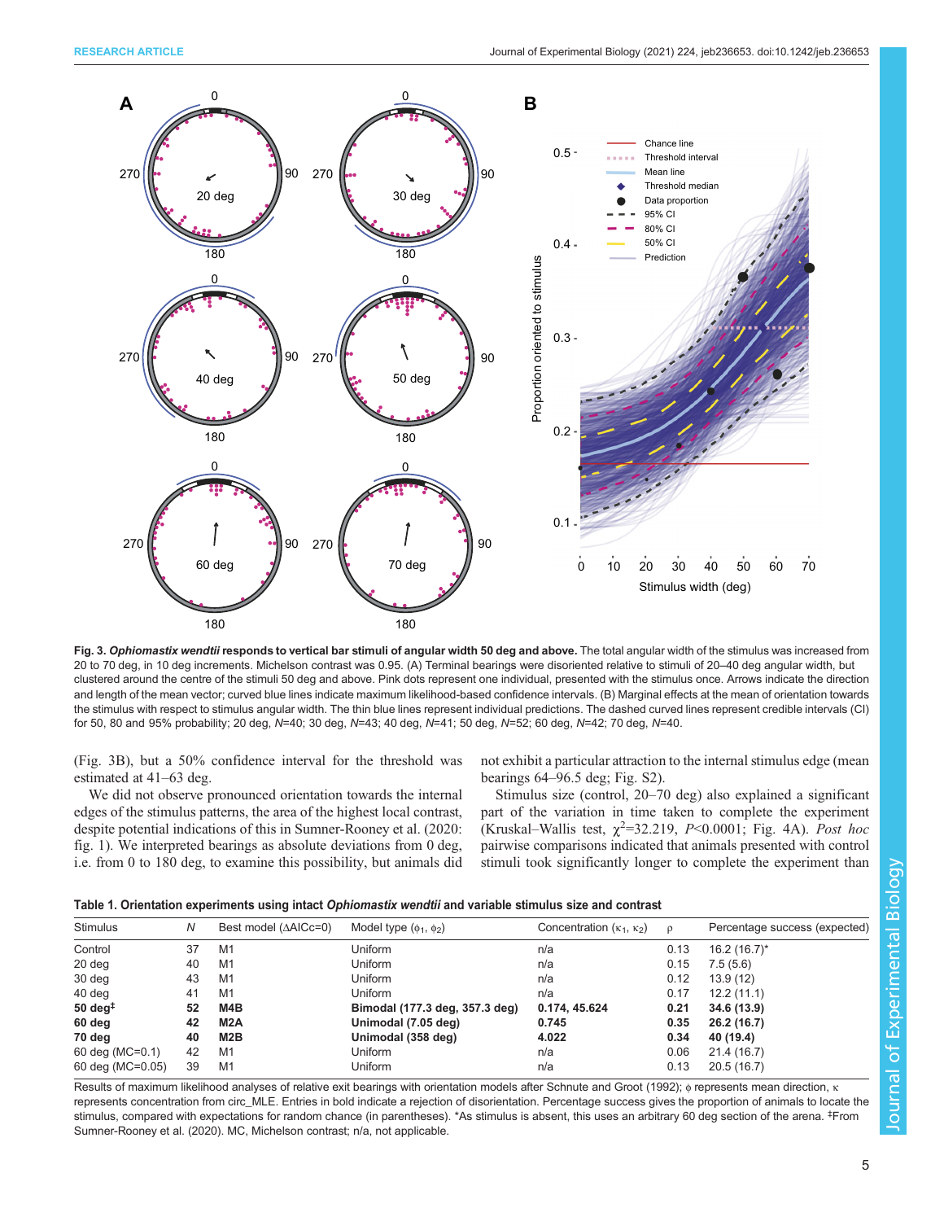**Fig. 3. *Ophiomastix wendtii* responds to vertical bar stimuli of angular width 50 deg and above.** The total angular width of the stimulus was increased from 20 to 70 deg, in 10 deg increments. Michelson contrast was 0.95. (A) Terminal bearings were disoriented relative to stimuli of 20–40 deg angular width, but clustered around the centre of the stimuli 50 deg and above. Pink dots represent one individual, presented with the stimulus once. Arrows indicate the direction and length of the mean vector; curved blue lines indicate maximum likelihood-based confidence intervals. (B) Marginal effects at the mean of orientation towards the stimulus with respect to stimulus angular width. The thin blue lines represent individual predictions. The dashed curved lines represent credible intervals (CI) for 50, 80 and 95% probability; 20 deg, $N$=40; 30 deg, $N$=43; 40 deg, $N$=41; 50 deg, $N$=52; 60 deg, $N$=42; 70 deg, $N$=40.

(Fig. 3B), but a 50% confidence interval for the threshold was estimated at 41–63 deg.

We did not observe pronounced orientation towards the internal edges of the stimulus patterns, the area of the highest local contrast, despite potential indications of this in Sumner-Rooney et al. (2020: fig. 1). We interpreted bearings as absolute deviations from 0 deg, i.e. from 0 to 180 deg, to examine this possibility, but animals did not exhibit a particular attraction to the internal stimulus edge (mean bearings 64–96.5 deg; Fig. S2).

Stimulus size (control, 20–70 deg) also explained a significant part of the variation in time taken to complete the experiment (Kruskal–Wallis test, $\chi^2$=32.219, $P$<0.0001; Fig. 4A). *Post hoc* pairwise comparisons indicated that animals presented with control stimuli took significantly longer to complete the experiment than

**Table 1. Orientation experiments using intact *Ophiomastix wendtii* and variable stimulus size and contrast**

| Stimulus | $N$ | Best model (ΔAICc=0) | Model type ($\phi_1$, $\phi_2$) | Concentration ($\kappa_1$, $\kappa_2$) | ρ | Percentage success (expected) |
|---|---|---|---|---|---|---|
| Control | 37 | M1 | Uniform | n/a | 0.13 | 16.2 (16.7)* |
| 20 deg | 40 | M1 | Uniform | n/a | 0.15 | 7.5 (5.6) |
| 30 deg | 43 | M1 | Uniform | n/a | 0.12 | 13.9 (12) |
| 40 deg | 41 | M1 | Uniform | n/a | 0.17 | 12.2 (11.1) |
| **50 deg**[‡] | **52** | **M4B** | **Bimodal (177.3 deg, 357.3 deg)** | **0.174, 45.624** | **0.21** | **34.6 (13.9)** |
| **60 deg** | **42** | **M2A** | **Unimodal (7.05 deg)** | **0.745** | **0.35** | **26.2 (16.7)** |
| **70 deg** | **40** | **M2B** | **Unimodal (358 deg)** | **4.022** | **0.34** | **40 (19.4)** |
| 60 deg (MC=0.1) | 42 | M1 | Uniform | n/a | 0.06 | 21.4 (16.7) |
| 60 deg (MC=0.05) | 39 | M1 | Uniform | n/a | 0.13 | 20.5 (16.7) |

Results of maximum likelihood analyses of relative exit bearings with orientation models after Schnute and Groot (1992); $\phi$ represents mean direction, $\kappa$ represents concentration from circ_MLE. Entries in bold indicate a rejection of disorientation. Percentage success gives the proportion of animals to locate the stimulus, compared with expectations for random chance (in parentheses). *As stimulus is absent, this uses an arbitrary 60 deg section of the arena. [‡]From Sumner-Rooney et al. (2020). MC, Michelson contrast; n/a, not applicable.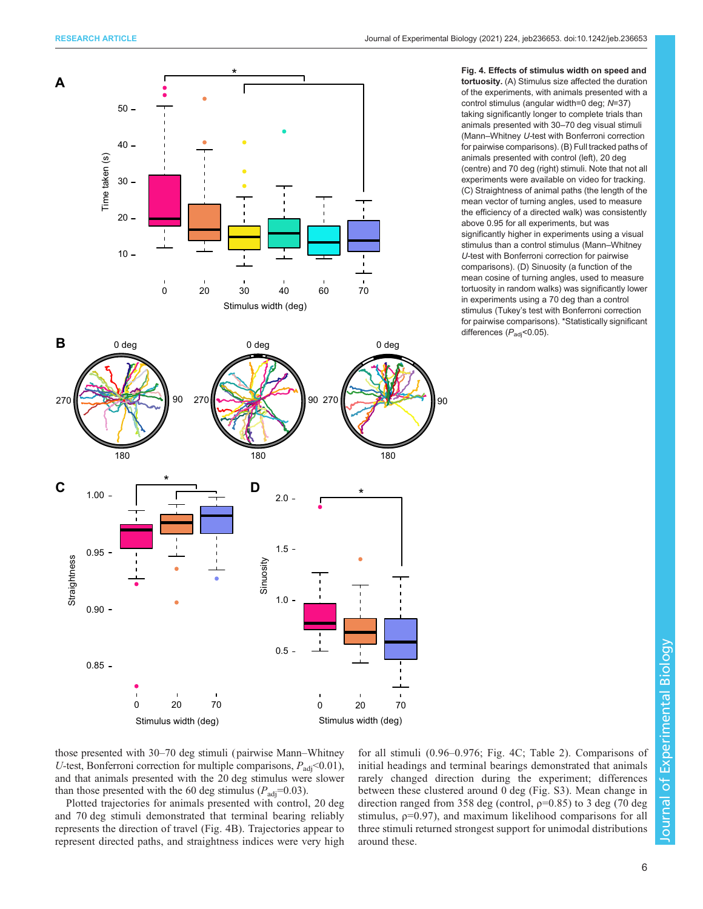**Fig. 4. Effects of stimulus width on speed and tortuosity.** (A) Stimulus size affected the duration of the experiments, with animals presented with a control stimulus (angular width=0 deg; $N$=37) taking significantly longer to complete trials than animals presented with 30–70 deg visual stimuli (Mann–Whitney $U$-test with Bonferroni correction for pairwise comparisons). (B) Full tracked paths of animals presented with control (left), 20 deg (centre) and 70 deg (right) stimuli. Note that not all experiments were available on video for tracking. (C) Straightness of animal paths (the length of the mean vector of turning angles, used to measure the efficiency of a directed walk) was consistently above 0.95 for all experiments, but was significantly higher in experiments using a visual stimulus than a control stimulus (Mann–Whitney $U$-test with Bonferroni correction for pairwise comparisons). (D) Sinuosity (a function of the mean cosine of turning angles, used to measure tortuosity in random walks) was significantly lower in experiments using a 70 deg than a control stimulus (Tukey's test with Bonferroni correction for pairwise comparisons). *Statistically significant differences ($P_{adj}$<0.05).

those presented with 30–70 deg stimuli (pairwise Mann–Whitney $U$-test, Bonferroni correction for multiple comparisons, $P_{adj}$<0.01), and that animals presented with the 20 deg stimulus were slower than those presented with the 60 deg stimulus ($P_{adj}$=0.03).

Plotted trajectories for animals presented with control, 20 deg and 70 deg stimuli demonstrated that terminal bearing reliably represents the direction of travel (Fig. 4B). Trajectories appear to represent directed paths, and straightness indices were very high for all stimuli (0.96–0.976; Fig. 4C; Table 2). Comparisons of initial headings and terminal bearings demonstrated that animals rarely changed direction during the experiment; differences between these clustered around 0 deg (Fig. S3). Mean change in direction ranged from 358 deg (control, ρ=0.85) to 3 deg (70 deg stimulus, ρ=0.97), and maximum likelihood comparisons for all three stimuli returned strongest support for unimodal distributions around these.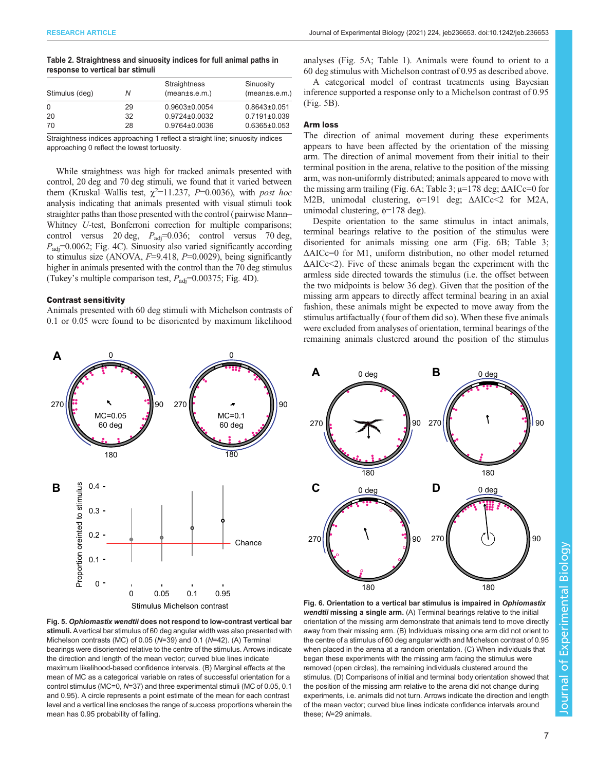**Table 2. Straightness and sinuosity indices for full animal paths in response to vertical bar stimuli**

| Stimulus (deg) | *N* | Straightness (mean±s.e.m.) | Sinuosity (mean±s.e.m.) |
|---|---|---|---|
| 0 | 29 | 0.9603±0.0054 | 0.8643±0.051 |
| 20 | 32 | 0.9724±0.0032 | 0.7191±0.039 |
| 70 | 28 | 0.9764±0.0036 | 0.6365±0.053 |

Straightness indices approaching 1 reflect a straight line; sinuosity indices approaching 0 reflect the lowest tortuosity.

While straightness was high for tracked animals presented with control, 20 deg and 70 deg stimuli, we found that it varied between them (Kruskal–Wallis test, $\chi^2$=11.237, *P*=0.0036), with *post hoc* analysis indicating that animals presented with visual stimuli took straighter paths than those presented with the control (pairwise Mann–Whitney *U*-test, Bonferroni correction for multiple comparisons; control versus 20 deg, $P_{adj}$=0.036; control versus 70 deg, $P_{adj}$=0.0062; Fig. 4C). Sinuosity also varied significantly according to stimulus size (ANOVA, *F*=9.418, *P*=0.0029), being significantly higher in animals presented with the control than the 70 deg stimulus (Tukey's multiple comparison test, $P_{adj}$=0.00375; Fig. 4D).

### Contrast sensitivity

Animals presented with 60 deg stimuli with Michelson contrasts of 0.1 or 0.05 were found to be disoriented by maximum likelihood analyses (Fig. 5A; Table 1). Animals were found to orient to a 60 deg stimulus with Michelson contrast of 0.95 as described above.

A categorical model of contrast treatments using Bayesian inference supported a response only to a Michelson contrast of 0.95 (Fig. 5B).

### Arm loss

The direction of animal movement during these experiments appears to have been affected by the orientation of the missing arm. The direction of animal movement from their initial to their terminal position in the arena, relative to the position of the missing arm, was non-uniformly distributed; animals appeared to move with the missing arm trailing (Fig. 6A; Table 3; μ=178 deg; ΔAICc=0 for M2B, unimodal clustering, ϕ=191 deg; ΔAICc<2 for M2A, unimodal clustering, ϕ=178 deg).

Despite orientation to the same stimulus in intact animals, terminal bearings relative to the position of the stimulus were disoriented for animals missing one arm (Fig. 6B; Table 3; ΔAICc=0 for M1, uniform distribution, no other model returned ΔAICc<2). Five of these animals began the experiment with the armless side directed towards the stimulus (i.e. the offset between the two midpoints is below 36 deg). Given that the position of the missing arm appears to directly affect terminal bearing in an axial fashion, these animals might be expected to move away from the stimulus artifactually (four of them did so). When these five animals were excluded from analyses of orientation, terminal bearings of the remaining animals clustered around the position of the stimulus

**Fig. 5. *Ophiomastix wendtii* does not respond to low-contrast vertical bar stimuli.** A vertical bar stimulus of 60 deg angular width was also presented with Michelson contrasts (MC) of 0.05 (*N*=39) and 0.1 (*N*=42). (A) Terminal bearings were disoriented relative to the centre of the stimulus. Arrows indicate the direction and length of the mean vector; curved blue lines indicate maximum likelihood-based confidence intervals. (B) Marginal effects at the mean of MC as a categorical variable on rates of successful orientation for a control stimulus (MC=0, *N*=37) and three experimental stimuli (MC of 0.05, 0.1 and 0.95). A circle represents a point estimate of the mean for each contrast level and a vertical line encloses the range of success proportions wherein the mean has 0.95 probability of falling.

**Fig. 6. Orientation to a vertical bar stimulus is impaired in *Ophiomastix wendtii* missing a single arm.** (A) Terminal bearings relative to the initial orientation of the missing arm demonstrate that animals tend to move directly away from their missing arm. (B) Individuals missing one arm did not orient to the centre of a stimulus of 60 deg angular width and Michelson contrast of 0.95 when placed in the arena at a random orientation. (C) When individuals that began these experiments with the missing arm facing the stimulus were removed (open circles), the remaining individuals clustered around the stimulus. (D) Comparisons of initial and terminal body orientation showed that the position of the missing arm relative to the arena did not change during experiments, i.e. animals did not turn. Arrows indicate the direction and length of the mean vector; curved blue lines indicate confidence intervals around these; *N*=29 animals.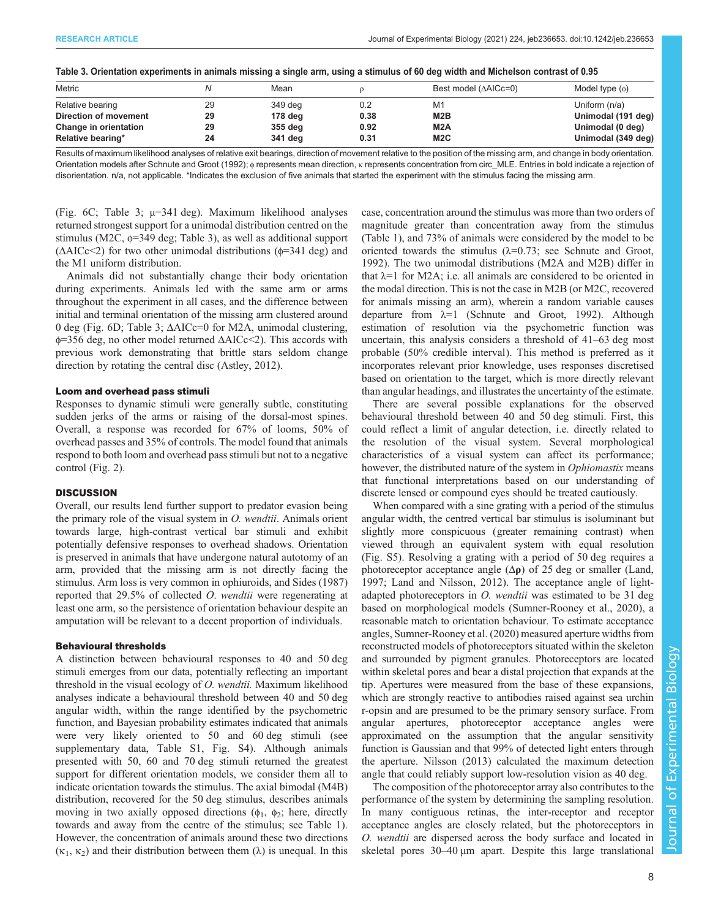**Table 3. Orientation experiments in animals missing a single arm, using a stimulus of 60 deg width and Michelson contrast of 0.95**

| Metric | N | Mean | ρ | Best model (ΔAICc=0) | Model type (ϕ) |
|---|---|---|---|---|---|
| Relative bearing | 29 | 349 deg | 0.2 | M1 | Uniform (n/a) |
| **Direction of movement** | **29** | **178 deg** | **0.38** | **M2B** | **Unimodal (191 deg)** |
| **Change in orientation** | **29** | **355 deg** | **0.92** | **M2A** | **Unimodal (0 deg)** |
| **Relative bearing*** | **24** | **341 deg** | **0.31** | **M2C** | **Unimodal (349 deg)** |

Results of maximum likelihood analyses of relative exit bearings, direction of movement relative to the position of the missing arm, and change in body orientation. Orientation models after Schnute and Groot (1992); ϕ represents mean direction, κ represents concentration from circ_MLE. Entries in bold indicate a rejection of disorientation. n/a, not applicable. *Indicates the exclusion of five animals that started the experiment with the stimulus facing the missing arm.

(Fig. 6C; Table 3; μ=341 deg). Maximum likelihood analyses returned strongest support for a unimodal distribution centred on the stimulus (M2C, ϕ=349 deg; Table 3), as well as additional support (ΔAICc<2) for two other unimodal distributions (ϕ=341 deg) and the M1 uniform distribution.

Animals did not substantially change their body orientation during experiments. Animals led with the same arm or arms throughout the experiment in all cases, and the difference between initial and terminal orientation of the missing arm clustered around 0 deg (Fig. 6D; Table 3; ΔAICc=0 for M2A, unimodal clustering, ϕ=356 deg, no other model returned ΔAICc<2). This accords with previous work demonstrating that brittle stars seldom change direction by rotating the central disc (Astley, 2012).

### Loom and overhead pass stimuli

Responses to dynamic stimuli were generally subtle, constituting sudden jerks of the arms or raising of the dorsal-most spines. Overall, a response was recorded for 67% of looms, 50% of overhead passes and 35% of controls. The model found that animals respond to both loom and overhead pass stimuli but not to a negative control (Fig. 2).

## DISCUSSION

Overall, our results lend further support to predator evasion being the primary role of the visual system in *O. wendtii*. Animals orient towards large, high-contrast vertical bar stimuli and exhibit potentially defensive responses to overhead shadows. Orientation is preserved in animals that have undergone natural autotomy of an arm, provided that the missing arm is not directly facing the stimulus. Arm loss is very common in ophiuroids, and Sides (1987) reported that 29.5% of collected *O. wendtii* were regenerating at least one arm, so the persistence of orientation behaviour despite an amputation will be relevant to a decent proportion of individuals.

### Behavioural thresholds

A distinction between behavioural responses to 40 and 50 deg stimuli emerges from our data, potentially reflecting an important threshold in the visual ecology of *O. wendtii.* Maximum likelihood analyses indicate a behavioural threshold between 40 and 50 deg angular width, within the range identified by the psychometric function, and Bayesian probability estimates indicated that animals were very likely oriented to 50 and 60 deg stimuli (see supplementary data, Table S1, Fig. S4). Although animals presented with 50, 60 and 70 deg stimuli returned the greatest support for different orientation models, we consider them all to indicate orientation towards the stimulus. The axial bimodal (M4B) distribution, recovered for the 50 deg stimulus, describes animals moving in two axially opposed directions ($\phi_1$, $\phi_2$; here, directly towards and away from the centre of the stimulus; see Table 1). However, the concentration of animals around these two directions ($\kappa_1$, $\kappa_2$) and their distribution between them ($\lambda$) is unequal. In this case, concentration around the stimulus was more than two orders of magnitude greater than concentration away from the stimulus (Table 1), and 73% of animals were considered by the model to be oriented towards the stimulus ($\lambda$=0.73; see Schnute and Groot, 1992). The two unimodal distributions (M2A and M2B) differ in that $\lambda$=1 for M2A; i.e. all animals are considered to be oriented in the modal direction. This is not the case in M2B (or M2C, recovered for animals missing an arm), wherein a random variable causes departure from $\lambda$=1 (Schnute and Groot, 1992). Although estimation of resolution via the psychometric function was uncertain, this analysis considers a threshold of 41–63 deg most probable (50% credible interval). This method is preferred as it incorporates relevant prior knowledge, uses responses discretised based on orientation to the target, which is more directly relevant than angular headings, and illustrates the uncertainty of the estimate.

There are several possible explanations for the observed behavioural threshold between 40 and 50 deg stimuli. First, this could reflect a limit of angular detection, i.e. directly related to the resolution of the visual system. Several morphological characteristics of a visual system can affect its performance; however, the distributed nature of the system in *Ophiomastix* means that functional interpretations based on our understanding of discrete lensed or compound eyes should be treated cautiously.

When compared with a sine grating with a period of the stimulus angular width, the centred vertical bar stimulus is isoluminant but slightly more conspicuous (greater remaining contrast) when viewed through an equivalent system with equal resolution (Fig. S5). Resolving a grating with a period of 50 deg requires a photoreceptor acceptance angle ($\Delta\rho$) of 25 deg or smaller (Land, 1997; Land and Nilsson, 2012). The acceptance angle of light-adapted photoreceptors in *O. wendtii* was estimated to be 31 deg based on morphological models (Sumner-Rooney et al., 2020), a reasonable match to orientation behaviour. To estimate acceptance angles, Sumner-Rooney et al. (2020) measured aperture widths from reconstructed models of photoreceptors situated within the skeleton and surrounded by pigment granules. Photoreceptors are located within skeletal pores and bear a distal projection that expands at the tip. Apertures were measured from the base of these expansions, which are strongly reactive to antibodies raised against sea urchin r-opsin and are presumed to be the primary sensory surface. From angular apertures, photoreceptor acceptance angles were approximated on the assumption that the angular sensitivity function is Gaussian and that 99% of detected light enters through the aperture. Nilsson (2013) calculated the maximum detection angle that could reliably support low-resolution vision as 40 deg.

The composition of the photoreceptor array also contributes to the performance of the system by determining the sampling resolution. In many contiguous retinas, the inter-receptor and receptor acceptance angles are closely related, but the photoreceptors in *O. wendtii* are dispersed across the body surface and located in skeletal pores 30–40 µm apart. Despite this large translational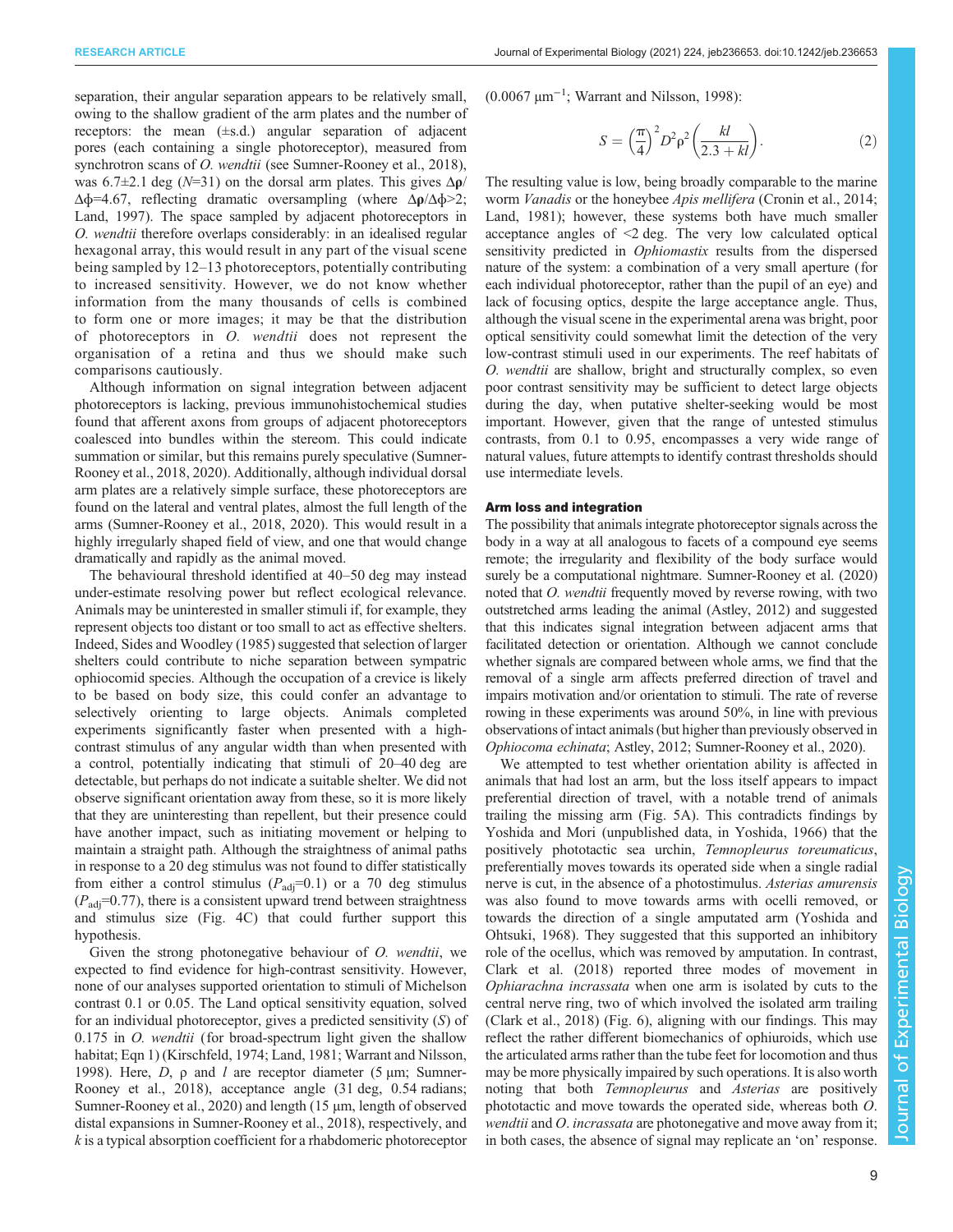separation, their angular separation appears to be relatively small, owing to the shallow gradient of the arm plates and the number of receptors: the mean (±s.d.) angular separation of adjacent pores (each containing a single photoreceptor), measured from synchrotron scans of *O. wendtii* (see Sumner-Rooney et al., 2018), was 6.7±2.1 deg ($N$=31) on the dorsal arm plates. This gives $\Delta\rho/\Delta\phi$=4.67, reflecting dramatic oversampling (where $\Delta\rho/\Delta\phi>2$; Land, 1997). The space sampled by adjacent photoreceptors in *O. wendtii* therefore overlaps considerably: in an idealised regular hexagonal array, this would result in any part of the visual scene being sampled by 12–13 photoreceptors, potentially contributing to increased sensitivity. However, we do not know whether information from the many thousands of cells is combined to form one or more images; it may be that the distribution of photoreceptors in *O. wendtii* does not represent the organisation of a retina and thus we should make such comparisons cautiously.

Although information on signal integration between adjacent photoreceptors is lacking, previous immunohistochemical studies found that afferent axons from groups of adjacent photoreceptors coalesced into bundles within the stereom. This could indicate summation or similar, but this remains purely speculative (Sumner-Rooney et al., 2018, 2020). Additionally, although individual dorsal arm plates are a relatively simple surface, these photoreceptors are found on the lateral and ventral plates, almost the full length of the arms (Sumner-Rooney et al., 2018, 2020). This would result in a highly irregularly shaped field of view, and one that would change dramatically and rapidly as the animal moved.

The behavioural threshold identified at 40–50 deg may instead under-estimate resolving power but reflect ecological relevance. Animals may be uninterested in smaller stimuli if, for example, they represent objects too distant or too small to act as effective shelters. Indeed, Sides and Woodley (1985) suggested that selection of larger shelters could contribute to niche separation between sympatric ophiocomid species. Although the occupation of a crevice is likely to be based on body size, this could confer an advantage to selectively orienting to large objects. Animals completed experiments significantly faster when presented with a high-contrast stimulus of any angular width than when presented with a control, potentially indicating that stimuli of 20–40 deg are detectable, but perhaps do not indicate a suitable shelter. We did not observe significant orientation away from these, so it is more likely that they are uninteresting than repellent, but their presence could have another impact, such as initiating movement or helping to maintain a straight path. Although the straightness of animal paths in response to a 20 deg stimulus was not found to differ statistically from either a control stimulus ($P_{adj}$=0.1) or a 70 deg stimulus ($P_{adj}$=0.77), there is a consistent upward trend between straightness and stimulus size (Fig. 4C) that could further support this hypothesis.

Given the strong photonegative behaviour of *O. wendtii*, we expected to find evidence for high-contrast sensitivity. However, none of our analyses supported orientation to stimuli of Michelson contrast 0.1 or 0.05. The Land optical sensitivity equation, solved for an individual photoreceptor, gives a predicted sensitivity ($S$) of 0.175 in *O. wendtii* (for broad-spectrum light given the shallow habitat; Eqn 1) (Kirschfeld, 1974; Land, 1981; Warrant and Nilsson, 1998). Here, $D$, $\rho$ and $l$ are receptor diameter (5 µm; Sumner-Rooney et al., 2018), acceptance angle (31 deg, 0.54 radians; Sumner-Rooney et al., 2020) and length (15 µm, length of observed distal expansions in Sumner-Rooney et al., 2018), respectively, and $k$ is a typical absorption coefficient for a rhabdomeric photoreceptor (0.0067 µm$^{-1}$; Warrant and Nilsson, 1998):

$$S = \left(\frac{\pi}{4}\right)^2 D^2 \rho^2 \left(\frac{kl}{2.3 + kl}\right). \tag{2}$$

The resulting value is low, being broadly comparable to the marine worm *Vanadis* or the honeybee *Apis mellifera* (Cronin et al., 2014; Land, 1981); however, these systems both have much smaller acceptance angles of <2 deg. The very low calculated optical sensitivity predicted in *Ophiomastix* results from the dispersed nature of the system: a combination of a very small aperture (for each individual photoreceptor, rather than the pupil of an eye) and lack of focusing optics, despite the large acceptance angle. Thus, although the visual scene in the experimental arena was bright, poor optical sensitivity could somewhat limit the detection of the very low-contrast stimuli used in our experiments. The reef habitats of *O. wendtii* are shallow, bright and structurally complex, so even poor contrast sensitivity may be sufficient to detect large objects during the day, when putative shelter-seeking would be most important. However, given that the range of untested stimulus contrasts, from 0.1 to 0.95, encompasses a very wide range of natural values, future attempts to identify contrast thresholds should use intermediate levels.

### Arm loss and integration

The possibility that animals integrate photoreceptor signals across the body in a way at all analogous to facets of a compound eye seems remote; the irregularity and flexibility of the body surface would surely be a computational nightmare. Sumner-Rooney et al. (2020) noted that *O. wendtii* frequently moved by reverse rowing, with two outstretched arms leading the animal (Astley, 2012) and suggested that this indicates signal integration between adjacent arms that facilitated detection or orientation. Although we cannot conclude whether signals are compared between whole arms, we find that the removal of a single arm affects preferred direction of travel and impairs motivation and/or orientation to stimuli. The rate of reverse rowing in these experiments was around 50%, in line with previous observations of intact animals (but higher than previously observed in *Ophiocoma echinata*; Astley, 2012; Sumner-Rooney et al., 2020).

We attempted to test whether orientation ability is affected in animals that had lost an arm, but the loss itself appears to impact preferential direction of travel, with a notable trend of animals trailing the missing arm (Fig. 5A). This contradicts findings by Yoshida and Mori (unpublished data, in Yoshida, 1966) that the positively phototactic sea urchin, *Temnopleurus toreumaticus*, preferentially moves towards its operated side when a single radial nerve is cut, in the absence of a photostimulus. *Asterias amurensis* was also found to move towards arms with ocelli removed, or towards the direction of a single amputated arm (Yoshida and Ohtsuki, 1968). They suggested that this supported an inhibitory role of the ocellus, which was removed by amputation. In contrast, Clark et al. (2018) reported three modes of movement in *Ophiarachna incrassata* when one arm is isolated by cuts to the central nerve ring, two of which involved the isolated arm trailing (Clark et al., 2018) (Fig. 6), aligning with our findings. This may reflect the rather different biomechanics of ophiuroids, which use the articulated arms rather than the tube feet for locomotion and thus may be more physically impaired by such operations. It is also worth noting that both *Temnopleurus* and *Asterias* are positively phototactic and move towards the operated side, whereas both *O. wendtii* and *O. incrassata* are photonegative and move away from it; in both cases, the absence of signal may replicate an 'on' response.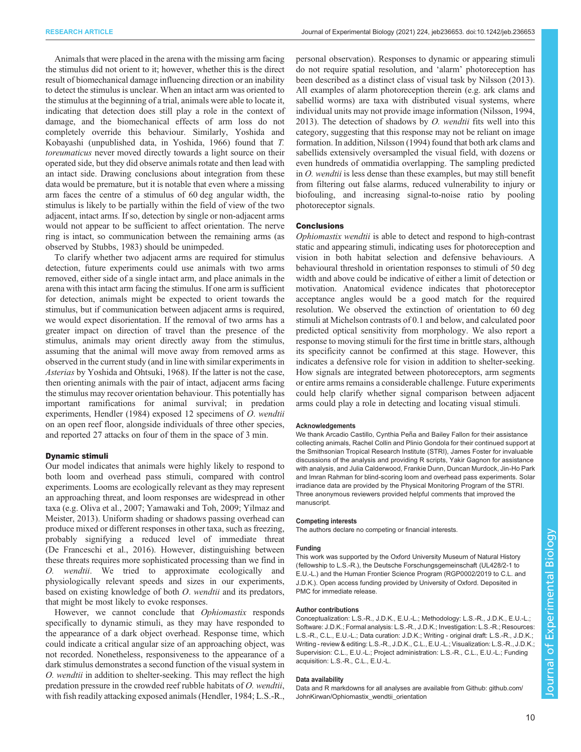Animals that were placed in the arena with the missing arm facing the stimulus did not orient to it; however, whether this is the direct result of biomechanical damage influencing direction or an inability to detect the stimulus is unclear. When an intact arm was oriented to the stimulus at the beginning of a trial, animals were able to locate it, indicating that detection does still play a role in the context of damage, and the biomechanical effects of arm loss do not completely override this behaviour. Similarly, Yoshida and Kobayashi (unpublished data, in Yoshida, 1966) found that *T. toreumaticus* never moved directly towards a light source on their operated side, but they did observe animals rotate and then lead with an intact side. Drawing conclusions about integration from these data would be premature, but it is notable that even where a missing arm faces the centre of a stimulus of 60 deg angular width, the stimulus is likely to be partially within the field of view of the two adjacent, intact arms. If so, detection by single or non-adjacent arms would not appear to be sufficient to affect orientation. The nerve ring is intact, so communication between the remaining arms (as observed by Stubbs, 1983) should be unimpeded.

To clarify whether two adjacent arms are required for stimulus detection, future experiments could use animals with two arms removed, either side of a single intact arm, and place animals in the arena with this intact arm facing the stimulus. If one arm is sufficient for detection, animals might be expected to orient towards the stimulus, but if communication between adjacent arms is required, we would expect disorientation. If the removal of two arms has a greater impact on direction of travel than the presence of the stimulus, animals may orient directly away from the stimulus, assuming that the animal will move away from removed arms as observed in the current study (and in line with similar experiments in *Asterias* by Yoshida and Ohtsuki, 1968). If the latter is not the case, then orienting animals with the pair of intact, adjacent arms facing the stimulus may recover orientation behaviour. This potentially has important ramifications for animal survival; in predation experiments, Hendler (1984) exposed 12 specimens of *O. wendtii* on an open reef floor, alongside individuals of three other species, and reported 27 attacks on four of them in the space of 3 min.

### Dynamic stimuli

Our model indicates that animals were highly likely to respond to both loom and overhead pass stimuli, compared with control experiments. Looms are ecologically relevant as they may represent an approaching threat, and loom responses are widespread in other taxa (e.g. Oliva et al., 2007; Yamawaki and Toh, 2009; Yilmaz and Meister, 2013). Uniform shading or shadows passing overhead can produce mixed or different responses in other taxa, such as freezing, probably signifying a reduced level of immediate threat (De Franceschi et al., 2016). However, distinguishing between these threats requires more sophisticated processing than we find in *O. wendtii*. We tried to approximate ecologically and physiologically relevant speeds and sizes in our experiments, based on existing knowledge of both *O. wendtii* and its predators, that might be most likely to evoke responses.

However, we cannot conclude that *Ophiomastix* responds specifically to dynamic stimuli, as they may have responded to the appearance of a dark object overhead. Response time, which could indicate a critical angular size of an approaching object, was not recorded. Nonetheless, responsiveness to the appearance of a dark stimulus demonstrates a second function of the visual system in *O. wendtii* in addition to shelter-seeking. This may reflect the high predation pressure in the crowded reef rubble habitats of *O. wendtii*, with fish readily attacking exposed animals (Hendler, 1984; L.S.-R., personal observation). Responses to dynamic or appearing stimuli do not require spatial resolution, and 'alarm' photoreception has been described as a distinct class of visual task by Nilsson (2013). All examples of alarm photoreception therein (e.g. ark clams and sabellid worms) are taxa with distributed visual systems, where individual units may not provide image information (Nilsson, 1994, 2013). The detection of shadows by *O. wendtii* fits well into this category, suggesting that this response may not be reliant on image formation. In addition, Nilsson (1994) found that both ark clams and sabellids extensively oversampled the visual field, with dozens or even hundreds of ommatidia overlapping. The sampling predicted in *O. wendtii* is less dense than these examples, but may still benefit from filtering out false alarms, reduced vulnerability to injury or biofouling, and increasing signal-to-noise ratio by pooling photoreceptor signals.

### Conclusions

*Ophiomastix wendtii* is able to detect and respond to high-contrast static and appearing stimuli, indicating uses for photoreception and vision in both habitat selection and defensive behaviours. A behavioural threshold in orientation responses to stimuli of 50 deg width and above could be indicative of either a limit of detection or motivation. Anatomical evidence indicates that photoreceptor acceptance angles would be a good match for the required resolution. We observed the extinction of orientation to 60 deg stimuli at Michelson contrasts of 0.1 and below, and calculated poor predicted optical sensitivity from morphology. We also report a response to moving stimuli for the first time in brittle stars, although its specificity cannot be confirmed at this stage. However, this indicates a defensive role for vision in addition to shelter-seeking. How signals are integrated between photoreceptors, arm segments or entire arms remains a considerable challenge. Future experiments could help clarify whether signal comparison between adjacent arms could play a role in detecting and locating visual stimuli.

#### Acknowledgements

We thank Arcadio Castillo, Cynthia Peña and Bailey Fallon for their assistance collecting animals, Rachel Collin and Plinio Gondola for their continued support at the Smithsonian Tropical Research Institute (STRI), James Foster for invaluable discussions of the analysis and providing R scripts, Yakir Gagnon for assistance with analysis, and Julia Calderwood, Frankie Dunn, Duncan Murdock, Jin-Ho Park and Imran Rahman for blind-scoring loom and overhead pass experiments. Solar irradiance data are provided by the Physical Monitoring Program of the STRI. Three anonymous reviewers provided helpful comments that improved the manuscript.

#### Competing interests

The authors declare no competing or financial interests.

#### Funding

This work was supported by the Oxford University Museum of Natural History (fellowship to L.S.-R.), the Deutsche Forschungsgemeinschaft (UL428/2-1 to E.U.-L.) and the Human Frontier Science Program (RGP0002/2019 to C.L. and J.D.K.). Open access funding provided by University of Oxford. Deposited in PMC for immediate release.

#### Author contributions

Conceptualization: L.S.-R., J.D.K., E.U.-L.; Methodology: L.S.-R., J.D.K., E.U.-L.; Software: J.D.K.; Formal analysis: L.S.-R., J.D.K.; Investigation: L.S.-R.; Resources: L.S.-R., C.L., E.U.-L.; Data curation: J.D.K.; Writing - original draft: L.S.-R., J.D.K.; Writing - review & editing: L.S.-R., J.D.K., C.L., E.U.-L.; Visualization: L.S.-R., J.D.K.; Supervision: C.L., E.U.-L.; Project administration: L.S.-R., C.L., E.U.-L.; Funding acquisition: L.S.-R., C.L., E.U.-L.

#### Data availability

Data and R markdowns for all analyses are available from Github: github.com/JohnKirwan/Ophiomastix_wendtii_orientation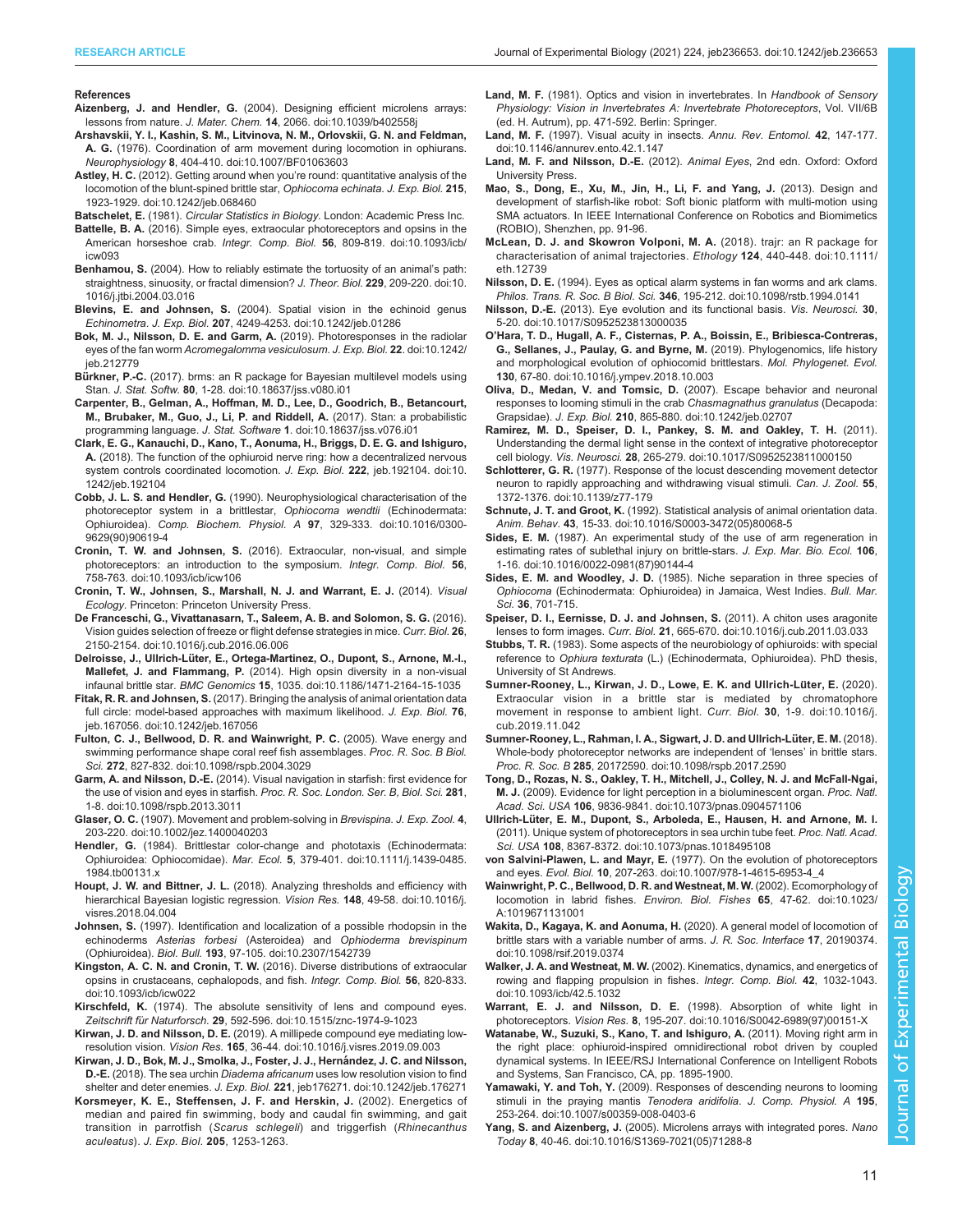### References

**Aizenberg, J. and Hendler, G.** (2004). Designing efficient microlens arrays: lessons from nature. *J. Mater. Chem.* **14**, 2066. doi:10.1039/b402558j

**Arshavskii, Y. I., Kashin, S. M., Litvinova, N. M., Orlovskii, G. N. and Feldman, A. G.** (1976). Coordination of arm movement during locomotion in ophiurans. *Neurophysiology* **8**, 404-410. doi:10.1007/BF01063603

**Astley, H. C.** (2012). Getting around when you're round: quantitative analysis of the locomotion of the blunt-spined brittle star, *Ophiocoma echinata*. *J. Exp. Biol.* **215**, 1923-1929. doi:10.1242/jeb.068460

**Batschelet, E.** (1981). *Circular Statistics in Biology*. London: Academic Press Inc.

**Battelle, B. A.** (2016). Simple eyes, extraocular photoreceptors and opsins in the American horseshoe crab. *Integr. Comp. Biol.* **56**, 809-819. doi:10.1093/icb/icw093

**Benhamou, S.** (2004). How to reliably estimate the tortuosity of an animal's path: straightness, sinuosity, or fractal dimension? *J. Theor. Biol.* **229**, 209-220. doi:10.1016/j.jtbi.2004.03.016

**Blevins, E. and Johnsen, S.** (2004). Spatial vision in the echinoid genus *Echinometra*. *J. Exp. Biol.* **207**, 4249-4253. doi:10.1242/jeb.01286

**Bok, M. J., Nilsson, D. E. and Garm, A.** (2019). Photoresponses in the radiolar eyes of the fan worm *Acromegalomma vesiculosum*. *J. Exp. Biol.* **22**. doi:10.1242/jeb.212779

**Bürkner, P.-C.** (2017). brms: an R package for Bayesian multilevel models using Stan. *J. Stat. Softw.* **80**, 1-28. doi:10.18637/jss.v080.i01

**Carpenter, B., Gelman, A., Hoffman, M. D., Lee, D., Goodrich, B., Betancourt, M., Brubaker, M., Guo, J., Li, P. and Riddell, A.** (2017). Stan: a probabilistic programming language. *J. Stat. Software* **1**. doi:10.18637/jss.v076.i01

**Clark, E. G., Kanauchi, D., Kano, T., Aonuma, H., Briggs, D. E. G. and Ishiguro, A.** (2018). The function of the ophiuroid nerve ring: how a decentralized nervous system controls coordinated locomotion. *J. Exp. Biol.* **222**, jeb.192104. doi:10.1242/jeb.192104

**Cobb, J. L. S. and Hendler, G.** (1990). Neurophysiological characterisation of the photoreceptor system in a brittlestar, *Ophiocoma wendtii* (Echinodermata: Ophiuroidea). *Comp. Biochem. Physiol. A* **97**, 329-333. doi:10.1016/0300-9629(90)90619-4

**Cronin, T. W. and Johnsen, S.** (2016). Extraocular, non-visual, and simple photoreceptors: an introduction to the symposium. *Integr. Comp. Biol.* **56**, 758-763. doi:10.1093/icb/icw106

**Cronin, T. W., Johnsen, S., Marshall, N. J. and Warrant, E. J.** (2014). *Visual Ecology*. Princeton: Princeton University Press.

**De Franceschi, G., Vivattanasarn, T., Saleem, A. B. and Solomon, S. G.** (2016). Vision guides selection of freeze or flight defense strategies in mice. *Curr. Biol.* **26**, 2150-2154. doi:10.1016/j.cub.2016.06.006

**Delroisse, J., Ullrich-Lüter, E., Ortega-Martinez, O., Dupont, S., Arnone, M.-I., Mallefet, J. and Flammang, P.** (2014). High opsin diversity in a non-visual infaunal brittle star. *BMC Genomics* **15**, 1035. doi:10.1186/1471-2164-15-1035

**Fitak, R. R. and Johnsen, S.** (2017). Bringing the analysis of animal orientation data full circle: model-based approaches with maximum likelihood. *J. Exp. Biol.* **76**, jeb.167056. doi:10.1242/jeb.167056

**Fulton, C. J., Bellwood, D. R. and Wainwright, P. C.** (2005). Wave energy and swimming performance shape coral reef fish assemblages. *Proc. R. Soc. B Biol. Sci.* **272**, 827-832. doi:10.1098/rspb.2004.3029

**Garm, A. and Nilsson, D.-E.** (2014). Visual navigation in starfish: first evidence for the use of vision and eyes in starfish. *Proc. R. Soc. London. Ser. B, Biol. Sci.* **281**, 1-8. doi:10.1098/rspb.2013.3011

**Glaser, O. C.** (1907). Movement and problem-solving in *Brevispina*. *J. Exp. Zool.* **4**, 203-220. doi:10.1002/jez.1400040203

**Hendler, G.** (1984). Brittlestar color-change and phototaxis (Echinodermata: Ophiuroidea: Ophiocomidae). *Mar. Ecol.* **5**, 379-401. doi:10.1111/j.1439-0485.1984.tb00131.x

**Houpt, J. W. and Bittner, J. L.** (2018). Analyzing thresholds and efficiency with hierarchical Bayesian logistic regression. *Vision Res.* **148**, 49-58. doi:10.1016/j.visres.2018.04.004

**Johnsen, S.** (1997). Identification and localization of a possible rhodopsin in the echinoderms *Asterias forbesi* (Asteroidea) and *Ophioderma brevispinum* (Ophiuroidea). *Biol. Bull.* **193**, 97-105. doi:10.2307/1542739

**Kingston, A. C. N. and Cronin, T. W.** (2016). Diverse distributions of extraocular opsins in crustaceans, cephalopods, and fish. *Integr. Comp. Biol.* **56**, 820-833. doi:10.1093/icb/icw022

**Kirschfeld, K.** (1974). The absolute sensitivity of lens and compound eyes. *Zeitschrift für Naturforsch.* **29**, 592-596. doi:10.1515/znc-1974-9-1023

**Kirwan, J. D. and Nilsson, D. E.** (2019). A millipede compound eye mediating low-resolution vision. *Vision Res.* **165**, 36-44. doi:10.1016/j.visres.2019.09.003

**Kirwan, J. D., Bok, M. J., Smolka, J., Foster, J. J., Hernández, J. C. and Nilsson, D.-E.** (2018). The sea urchin *Diadema africanum* uses low resolution vision to find shelter and deter enemies. *J. Exp. Biol.* **221**, jeb176271. doi:10.1242/jeb.176271

**Korsmeyer, K. E., Steffensen, J. F. and Herskin, J.** (2002). Energetics of median and paired fin swimming, body and caudal fin swimming, and gait transition in parrotfish (*Scarus schlegeli*) and triggerfish (*Rhinecanthus aculeatus*). *J. Exp. Biol.* **205**, 1253-1263.

**Land, M. F.** (1981). Optics and vision in invertebrates. In *Handbook of Sensory Physiology: Vision in Invertebrates A: Invertebrate Photoreceptors*, Vol. VII/6B (ed. H. Autrum), pp. 471-592. Berlin: Springer.

**Land, M. F.** (1997). Visual acuity in insects. *Annu. Rev. Entomol.* **42**, 147-177. doi:10.1146/annurev.ento.42.1.147

**Land, M. F. and Nilsson, D.-E.** (2012). *Animal Eyes*, 2nd edn. Oxford: Oxford University Press.

**Mao, S., Dong, E., Xu, M., Jin, H., Li, F. and Yang, J.** (2013). Design and development of starfish-like robot: Soft bionic platform with multi-motion using SMA actuators. In IEEE International Conference on Robotics and Biomimetics (ROBIO), Shenzhen, pp. 91-96.

**McLean, D. J. and Skowron Volponi, M. A.** (2018). trajr: an R package for characterisation of animal trajectories. *Ethology* **124**, 440-448. doi:10.1111/eth.12739

**Nilsson, D. E.** (1994). Eyes as optical alarm systems in fan worms and ark clams. *Philos. Trans. R. Soc. B Biol. Sci.* **346**, 195-212. doi:10.1098/rstb.1994.0141

**Nilsson, D.-E.** (2013). Eye evolution and its functional basis. *Vis. Neurosci.* **30**, 5-20. doi:10.1017/S0952523813000035

**O'Hara, T. D., Hugall, A. F., Cisternas, P. A., Boissin, E., Bribiesca-Contreras, G., Sellanes, J., Paulay, G. and Byrne, M.** (2019). Phylogenomics, life history and morphological evolution of ophiocomid brittlestars. *Mol. Phylogenet. Evol.* **130**, 67-80. doi:10.1016/j.ympev.2018.10.003

**Oliva, D., Medan, V. and Tomsic, D.** (2007). Escape behavior and neuronal responses to looming stimuli in the crab *Chasmagnathus granulatus* (Decapoda: Grapsidae). *J. Exp. Biol.* **210**, 865-880. doi:10.1242/jeb.02707

**Ramirez, M. D., Speiser, D. I., Pankey, S. M. and Oakley, T. H.** (2011). Understanding the dermal light sense in the context of integrative photoreceptor cell biology. *Vis. Neurosci.* **28**, 265-279. doi:10.1017/S0952523811000150

**Schlotterer, G. R.** (1977). Response of the locust descending movement detector neuron to rapidly approaching and withdrawing visual stimuli. *Can. J. Zool.* **55**, 1372-1376. doi:10.1139/z77-179

**Schnute, J. T. and Groot, K.** (1992). Statistical analysis of animal orientation data. *Anim. Behav.* **43**, 15-33. doi:10.1016/S0003-3472(05)80068-5

**Sides, E. M.** (1987). An experimental study of the use of arm regeneration in estimating rates of sublethal injury on brittle-stars. *J. Exp. Mar. Bio. Ecol.* **106**, 1-16. doi:10.1016/0022-0981(87)90144-4

**Sides, E. M. and Woodley, J. D.** (1985). Niche separation in three species of *Ophiocoma* (Echinodermata: Ophiuroidea) in Jamaica, West Indies. *Bull. Mar. Sci.* **36**, 701-715.

**Speiser, D. I., Eernisse, D. J. and Johnsen, S.** (2011). A chiton uses aragonite lenses to form images. *Curr. Biol.* **21**, 665-670. doi:10.1016/j.cub.2011.03.033

**Stubbs, T. R.** (1983). Some aspects of the neurobiology of ophiuroids: with special reference to *Ophiura texturata* (L.) (Echinodermata, Ophiuroidea). PhD thesis, University of St Andrews.

**Sumner-Rooney, L., Kirwan, J. D., Lowe, E. K. and Ullrich-Lüter, E.** (2020). Extraocular vision in a brittle star is mediated by chromatophore movement in response to ambient light. *Curr. Biol.* **30**, 1-9. doi:10.1016/j.cub.2019.11.042

**Sumner-Rooney, L., Rahman, I. A., Sigwart, J. D. and Ullrich-Lüter, E. M.** (2018). Whole-body photoreceptor networks are independent of 'lenses' in brittle stars. *Proc. R. Soc. B* **285**, 20172590. doi:10.1098/rspb.2017.2590

**Tong, D., Rozas, N. S., Oakley, T. H., Mitchell, J., Colley, N. J. and McFall-Ngai, M. J.** (2009). Evidence for light perception in a bioluminescent organ. *Proc. Natl. Acad. Sci. USA* **106**, 9836-9841. doi:10.1073/pnas.0904571106

**Ullrich-Lüter, E. M., Dupont, S., Arboleda, E., Hausen, H. and Arnone, M. I.** (2011). Unique system of photoreceptors in sea urchin tube feet. *Proc. Natl. Acad. Sci. USA* **108**, 8367-8372. doi:10.1073/pnas.1018495108

**von Salvini-Plawen, L. and Mayr, E.** (1977). On the evolution of photoreceptors and eyes. *Evol. Biol.* **10**, 207-263. doi:10.1007/978-1-4615-6953-4_4

**Wainwright, P. C., Bellwood, D. R. and Westneat, M. W.** (2002). Ecomorphology of locomotion in labrid fishes. *Environ. Biol. Fishes* **65**, 47-62. doi:10.1023/A:1019671131001

**Wakita, D., Kagaya, K. and Aonuma, H.** (2020). A general model of locomotion of brittle stars with a variable number of arms. *J. R. Soc. Interface* **17**, 20190374. doi:10.1098/rsif.2019.0374

**Walker, J. A. and Westneat, M. W.** (2002). Kinematics, dynamics, and energetics of rowing and flapping propulsion in fishes. *Integr. Comp. Biol.* **42**, 1032-1043. doi:10.1093/icb/42.5.1032

**Warrant, E. J. and Nilsson, D. E.** (1998). Absorption of white light in photoreceptors. *Vision Res.* **8**, 195-207. doi:10.1016/S0042-6989(97)00151-X

**Watanabe, W., Suzuki, S., Kano, T. and Ishiguro, A.** (2011). Moving right arm in the right place: ophiuroid-inspired omnidirectional robot driven by coupled dynamical systems. In IEEE/RSJ International Conference on Intelligent Robots and Systems, San Francisco, CA, pp. 1895-1900.

**Yamawaki, Y. and Toh, Y.** (2009). Responses of descending neurons to looming stimuli in the praying mantis *Tenodera aridifolia*. *J. Comp. Physiol. A* **195**, 253-264. doi:10.1007/s00359-008-0403-6

**Yang, S. and Aizenberg, J.** (2005). Microlens arrays with integrated pores. *Nano Today* **8**, 40-46. doi:10.1016/S1369-7021(05)71288-8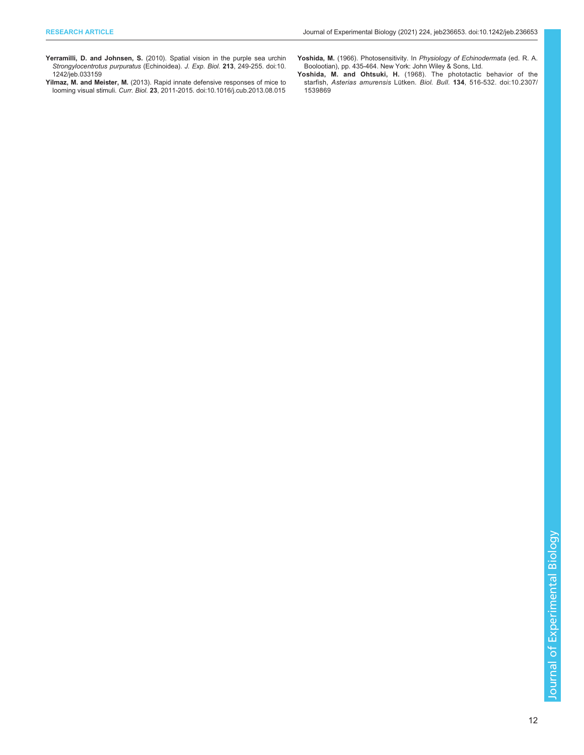**Yerramilli, D. and Johnsen, S.** (2010). Spatial vision in the purple sea urchin *Strongylocentrotus purpuratus* (Echinoidea). *J. Exp. Biol.* **213**, 249-255. doi:10.1242/jeb.033159

**Yilmaz, M. and Meister, M.** (2013). Rapid innate defensive responses of mice to looming visual stimuli. *Curr. Biol.* **23**, 2011-2015. doi:10.1016/j.cub.2013.08.015

**Yoshida, M.** (1966). Photosensitivity. In *Physiology of Echinodermata* (ed. R. A. Boolootian), pp. 435-464. New York: John Wiley & Sons, Ltd.

**Yoshida, M. and Ohtsuki, H.** (1968). The phototactic behavior of the starfish, *Asterias amurensis* Lütken. *Biol. Bull.* **134**, 516-532. doi:10.2307/1539869